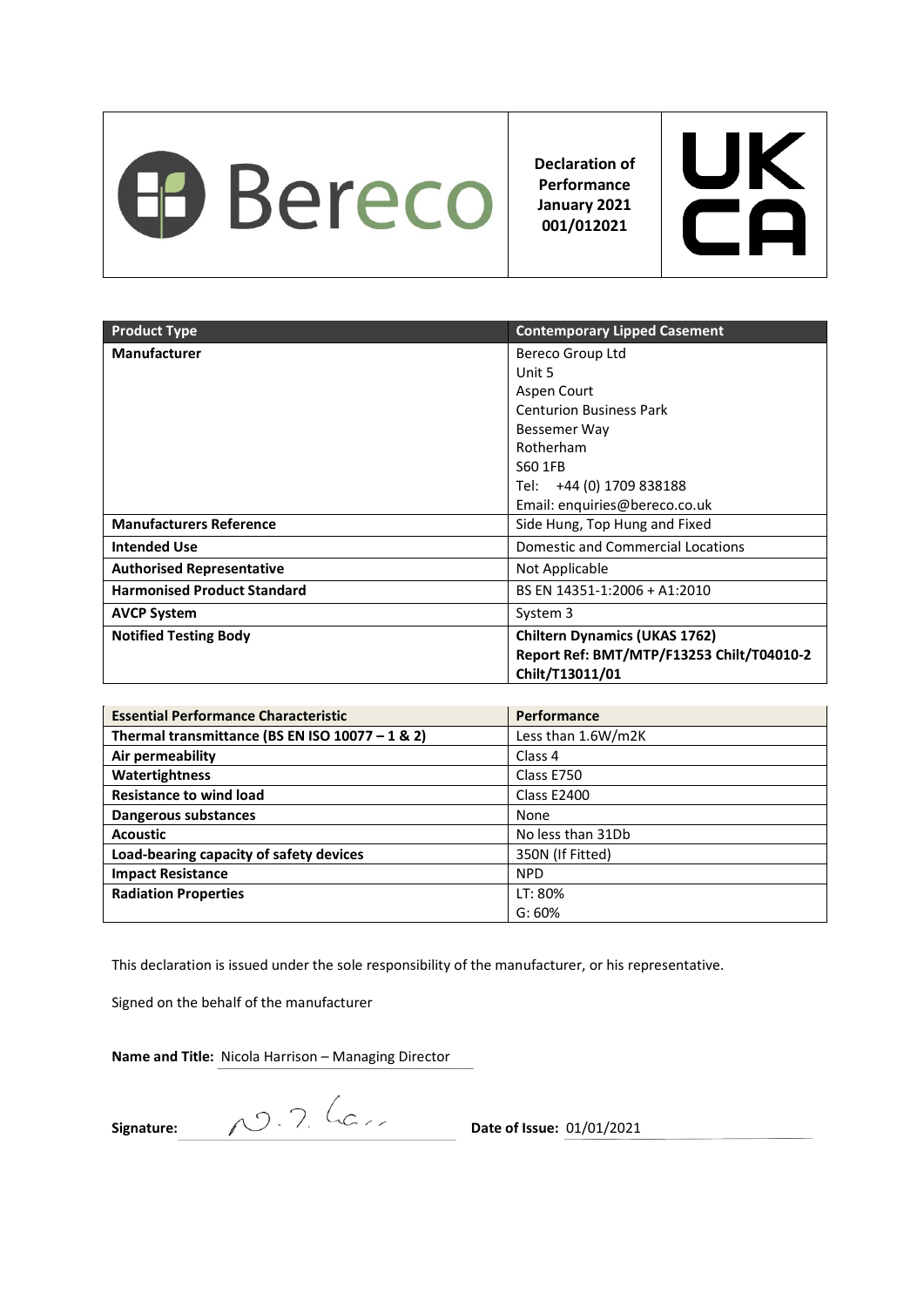Bereco

**Declaration of Performance January 2021 001/012021**

UK CA

| Product Type | Contemporary Lipped Casement |
|---|---|
| **Manufacturer** | Bereco Group Ltd<br>Unit 5<br>Aspen Court<br>Centurion Business Park<br>Bessemer Way<br>Rotherham<br>S60 1FB<br>Tel: +44 (0) 1709 838188<br>Email: enquiries@bereco.co.uk |
| **Manufacturers Reference** | Side Hung, Top Hung and Fixed |
| **Intended Use** | Domestic and Commercial Locations |
| **Authorised Representative** | Not Applicable |
| **Harmonised Product Standard** | BS EN 14351-1:2006 + A1:2010 |
| **AVCP System** | System 3 |
| **Notified Testing Body** | **Chiltern Dynamics (UKAS 1762)**<br>**Report Ref: BMT/MTP/F13253 Chilt/T04010-2 Chilt/T13011/01** |

| Essential Performance Characteristic | Performance |
|---|---|
| **Thermal transmittance (BS EN ISO 10077 – 1 & 2)** | Less than 1.6W/m2K |
| **Air permeability** | Class 4 |
| **Watertightness** | Class E750 |
| **Resistance to wind load** | Class E2400 |
| **Dangerous substances** | None |
| **Acoustic** | No less than 31Db |
| **Load-bearing capacity of safety devices** | 350N (If Fitted) |
| **Impact Resistance** | NPD |
| **Radiation Properties** | LT: 80%<br>G: 60% |

This declaration is issued under the sole responsibility of the manufacturer, or his representative.

Signed on the behalf of the manufacturer

**Name and Title:** Nicola Harrison – Managing Director

**Signature:** N.J. Har

**Date of Issue:** 01/01/2021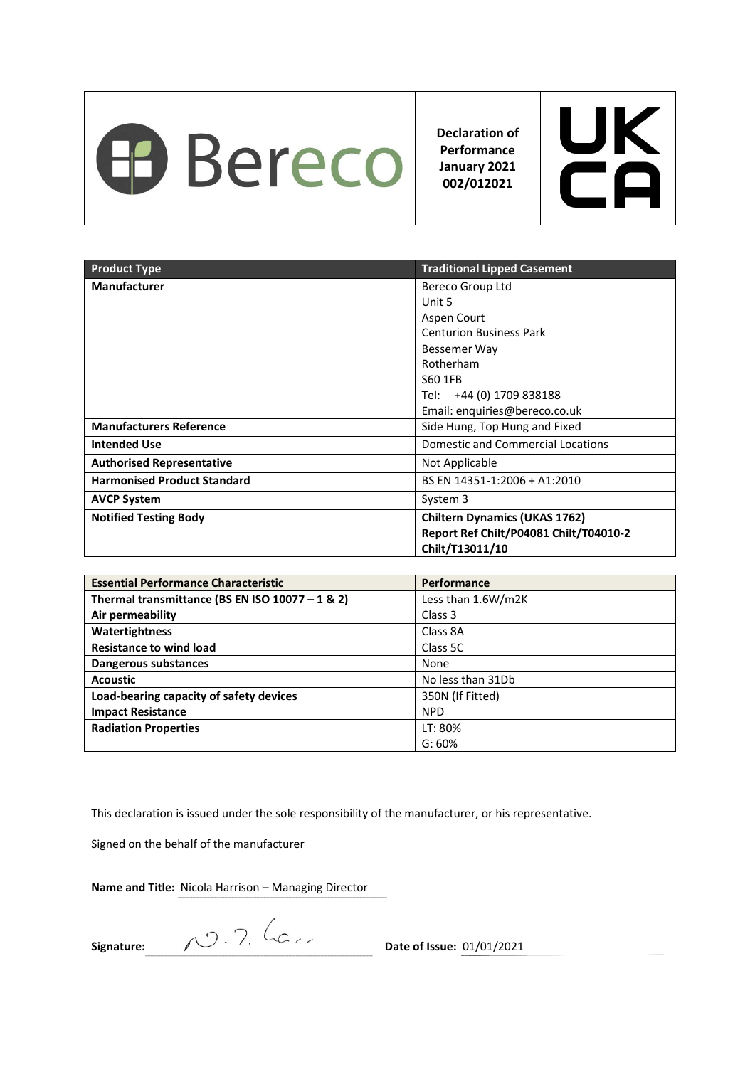| Bereco | Declaration of Performance January 2021 002/012021 | UKCA |
|---|---|---|

| Product Type | Traditional Lipped Casement |
|---|---|
| **Manufacturer** | Bereco Group Ltd<br>Unit 5<br>Aspen Court<br>Centurion Business Park<br>Bessemer Way<br>Rotherham<br>S60 1FB<br>Tel: +44 (0) 1709 838188<br>Email: enquiries@bereco.co.uk |
| **Manufacturers Reference** | Side Hung, Top Hung and Fixed |
| **Intended Use** | Domestic and Commercial Locations |
| **Authorised Representative** | Not Applicable |
| **Harmonised Product Standard** | BS EN 14351-1:2006 + A1:2010 |
| **AVCP System** | System 3 |
| **Notified Testing Body** | **Chiltern Dynamics (UKAS 1762)**<br>**Report Ref Chilt/P04081 Chilt/T04010-2 Chilt/T13011/10** |

| Essential Performance Characteristic | Performance |
|---|---|
| **Thermal transmittance (BS EN ISO 10077 – 1 & 2)** | Less than 1.6W/m2K |
| **Air permeability** | Class 3 |
| **Watertightness** | Class 8A |
| **Resistance to wind load** | Class 5C |
| **Dangerous substances** | None |
| **Acoustic** | No less than 31Db |
| **Load-bearing capacity of safety devices** | 350N (If Fitted) |
| **Impact Resistance** | NPD |
| **Radiation Properties** | LT: 80%<br>G: 60% |

This declaration is issued under the sole responsibility of the manufacturer, or his representative.

Signed on the behalf of the manufacturer

**Name and Title:** Nicola Harrison – Managing Director

**Signature:** N.J. Harr **Date of Issue:** 01/01/2021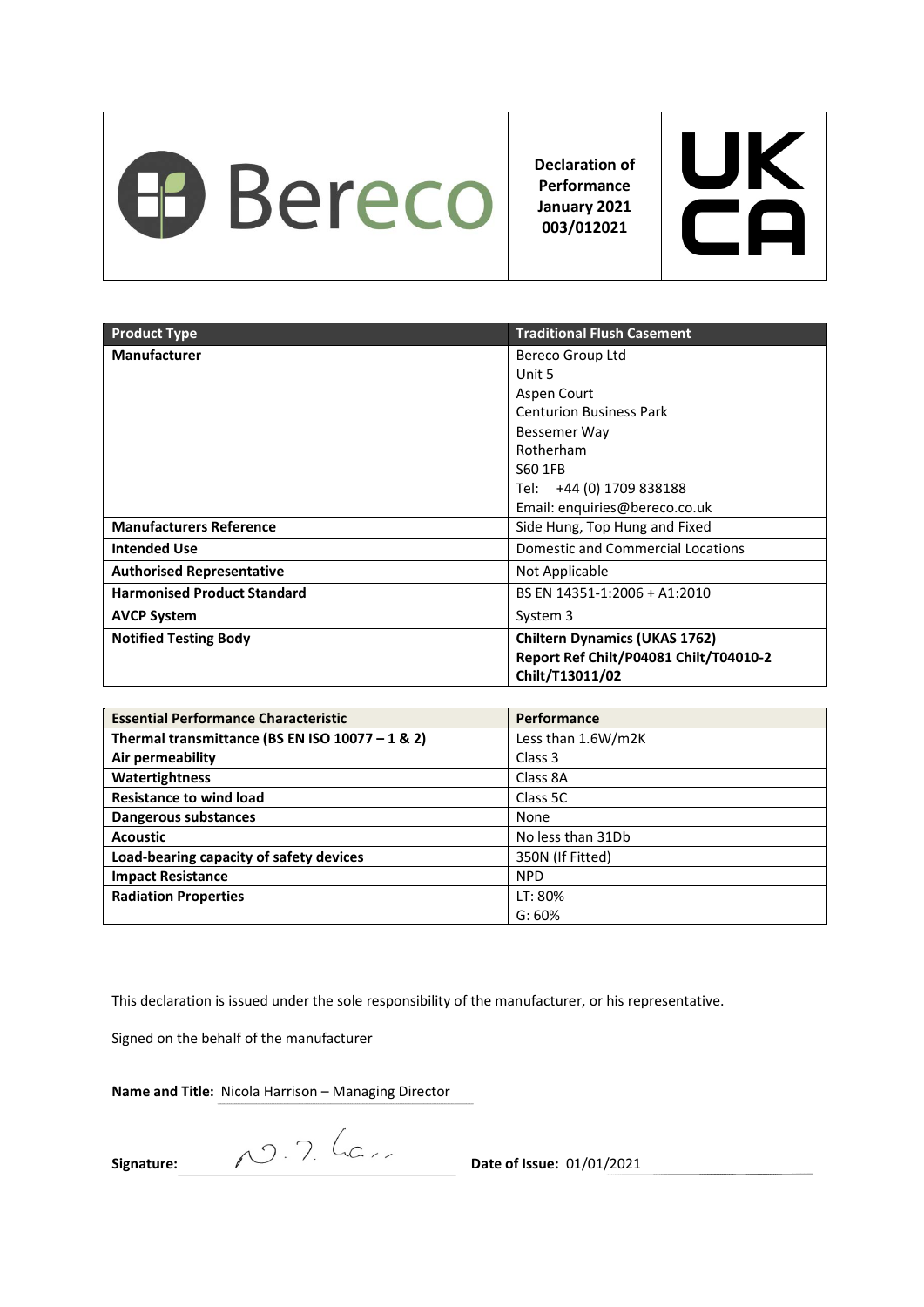| Bereco | Declaration of Performance January 2021 003/012021 | UK CA |
|---|---|---|

| Product Type | Traditional Flush Casement |
|---|---|
| **Manufacturer** | Bereco Group Ltd<br>Unit 5<br>Aspen Court<br>Centurion Business Park<br>Bessemer Way<br>Rotherham<br>S60 1FB<br>Tel: +44 (0) 1709 838188<br>Email: enquiries@bereco.co.uk |
| **Manufacturers Reference** | Side Hung, Top Hung and Fixed |
| **Intended Use** | Domestic and Commercial Locations |
| **Authorised Representative** | Not Applicable |
| **Harmonised Product Standard** | BS EN 14351-1:2006 + A1:2010 |
| **AVCP System** | System 3 |
| **Notified Testing Body** | **Chiltern Dynamics (UKAS 1762)**<br>**Report Ref Chilt/P04081 Chilt/T04010-2 Chilt/T13011/02** |

| Essential Performance Characteristic | Performance |
|---|---|
| **Thermal transmittance (BS EN ISO 10077 – 1 & 2)** | Less than 1.6W/m2K |
| **Air permeability** | Class 3 |
| **Watertightness** | Class 8A |
| **Resistance to wind load** | Class 5C |
| **Dangerous substances** | None |
| **Acoustic** | No less than 31Db |
| **Load-bearing capacity of safety devices** | 350N (If Fitted) |
| **Impact Resistance** | NPD |
| **Radiation Properties** | LT: 80%<br>G: 60% |

This declaration is issued under the sole responsibility of the manufacturer, or his representative.

Signed on the behalf of the manufacturer

**Name and Title:** Nicola Harrison – Managing Director

**Signature:** N.J. Har..

**Date of Issue:** 01/01/2021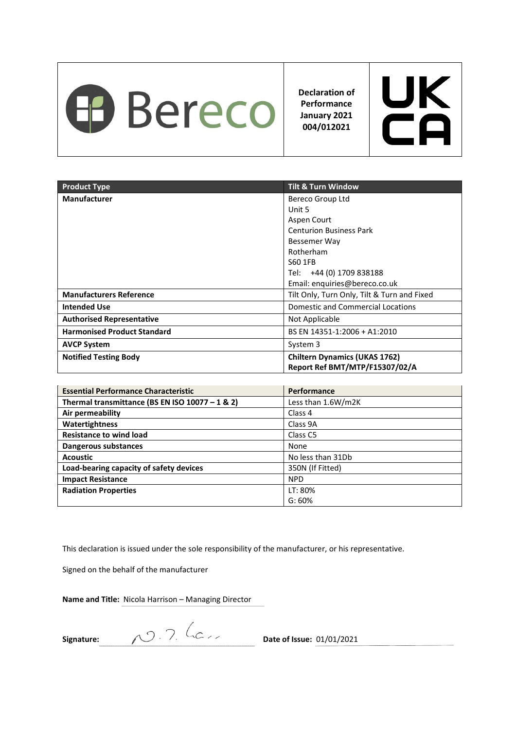| Bereco | Declaration of Performance January 2021 004/012021 | UK CA |
|---|---|---|

| Product Type | Tilt & Turn Window |
|---|---|
| **Manufacturer** | Bereco Group Ltd<br>Unit 5<br>Aspen Court<br>Centurion Business Park<br>Bessemer Way<br>Rotherham<br>S60 1FB<br>Tel: +44 (0) 1709 838188<br>Email: enquiries@bereco.co.uk |
| **Manufacturers Reference** | Tilt Only, Turn Only, Tilt & Turn and Fixed |
| **Intended Use** | Domestic and Commercial Locations |
| **Authorised Representative** | Not Applicable |
| **Harmonised Product Standard** | BS EN 14351-1:2006 + A1:2010 |
| **AVCP System** | System 3 |
| **Notified Testing Body** | **Chiltern Dynamics (UKAS 1762)<br>Report Ref BMT/MTP/F15307/02/A** |

| Essential Performance Characteristic | Performance |
|---|---|
| **Thermal transmittance (BS EN ISO 10077 – 1 & 2)** | Less than 1.6W/m2K |
| **Air permeability** | Class 4 |
| **Watertightness** | Class 9A |
| **Resistance to wind load** | Class C5 |
| **Dangerous substances** | None |
| **Acoustic** | No less than 31Db |
| **Load-bearing capacity of safety devices** | 350N (If Fitted) |
| **Impact Resistance** | NPD |
| **Radiation Properties** | LT: 80%<br>G: 60% |

This declaration is issued under the sole responsibility of the manufacturer, or his representative.

Signed on the behalf of the manufacturer

**Name and Title:** Nicola Harrison – Managing Director

**Signature:** N.J. Ha...

**Date of Issue:** 01/01/2021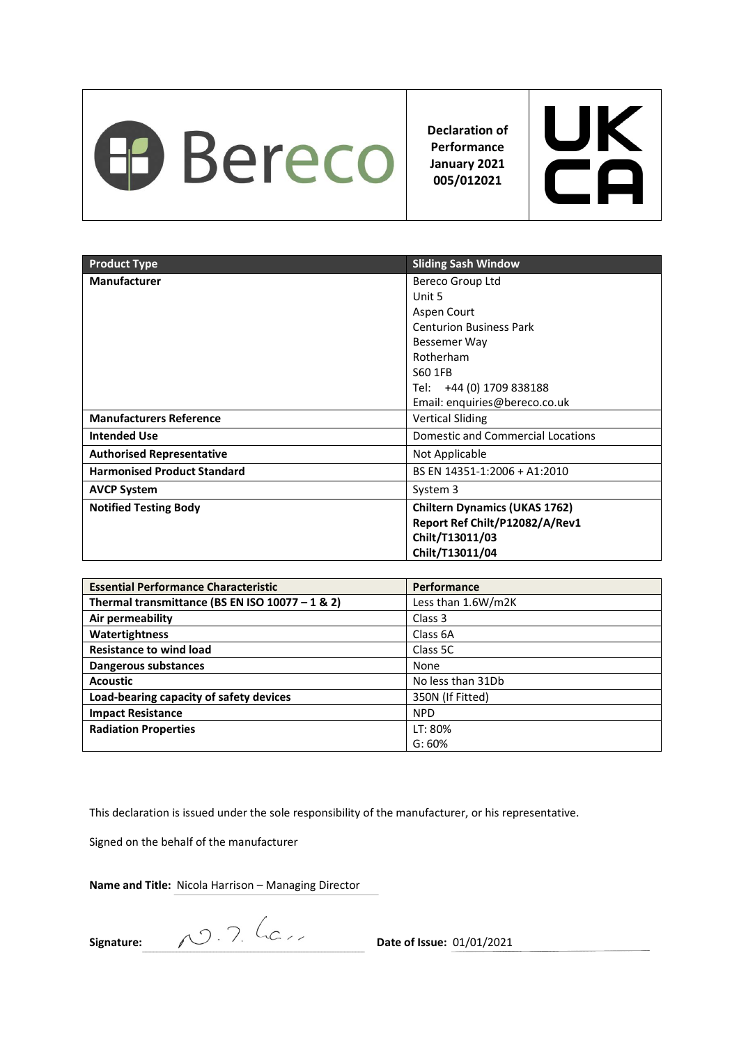| Bereco | Declaration of Performance January 2021 005/012021 | UK CA |
|---|---|---|

| Product Type | Sliding Sash Window |
|---|---|
| **Manufacturer** | Bereco Group Ltd<br>Unit 5<br>Aspen Court<br>Centurion Business Park<br>Bessemer Way<br>Rotherham<br>S60 1FB<br>Tel: +44 (0) 1709 838188<br>Email: enquiries@bereco.co.uk |
| **Manufacturers Reference** | Vertical Sliding |
| **Intended Use** | Domestic and Commercial Locations |
| **Authorised Representative** | Not Applicable |
| **Harmonised Product Standard** | BS EN 14351-1:2006 + A1:2010 |
| **AVCP System** | System 3 |
| **Notified Testing Body** | **Chiltern Dynamics (UKAS 1762)**<br>**Report Ref Chilt/P12082/A/Rev1**<br>**Chilt/T13011/03**<br>**Chilt/T13011/04** |

| Essential Performance Characteristic | Performance |
|---|---|
| **Thermal transmittance (BS EN ISO 10077 – 1 & 2)** | Less than 1.6W/m2K |
| **Air permeability** | Class 3 |
| **Watertightness** | Class 6A |
| **Resistance to wind load** | Class 5C |
| **Dangerous substances** | None |
| **Acoustic** | No less than 31Db |
| **Load-bearing capacity of safety devices** | 350N (If Fitted) |
| **Impact Resistance** | NPD |
| **Radiation Properties** | LT: 80%<br>G: 60% |

This declaration is issued under the sole responsibility of the manufacturer, or his representative.

Signed on the behalf of the manufacturer

**Name and Title:** Nicola Harrison – Managing Director

**Signature:** N.J. Ha...

**Date of Issue:** 01/01/2021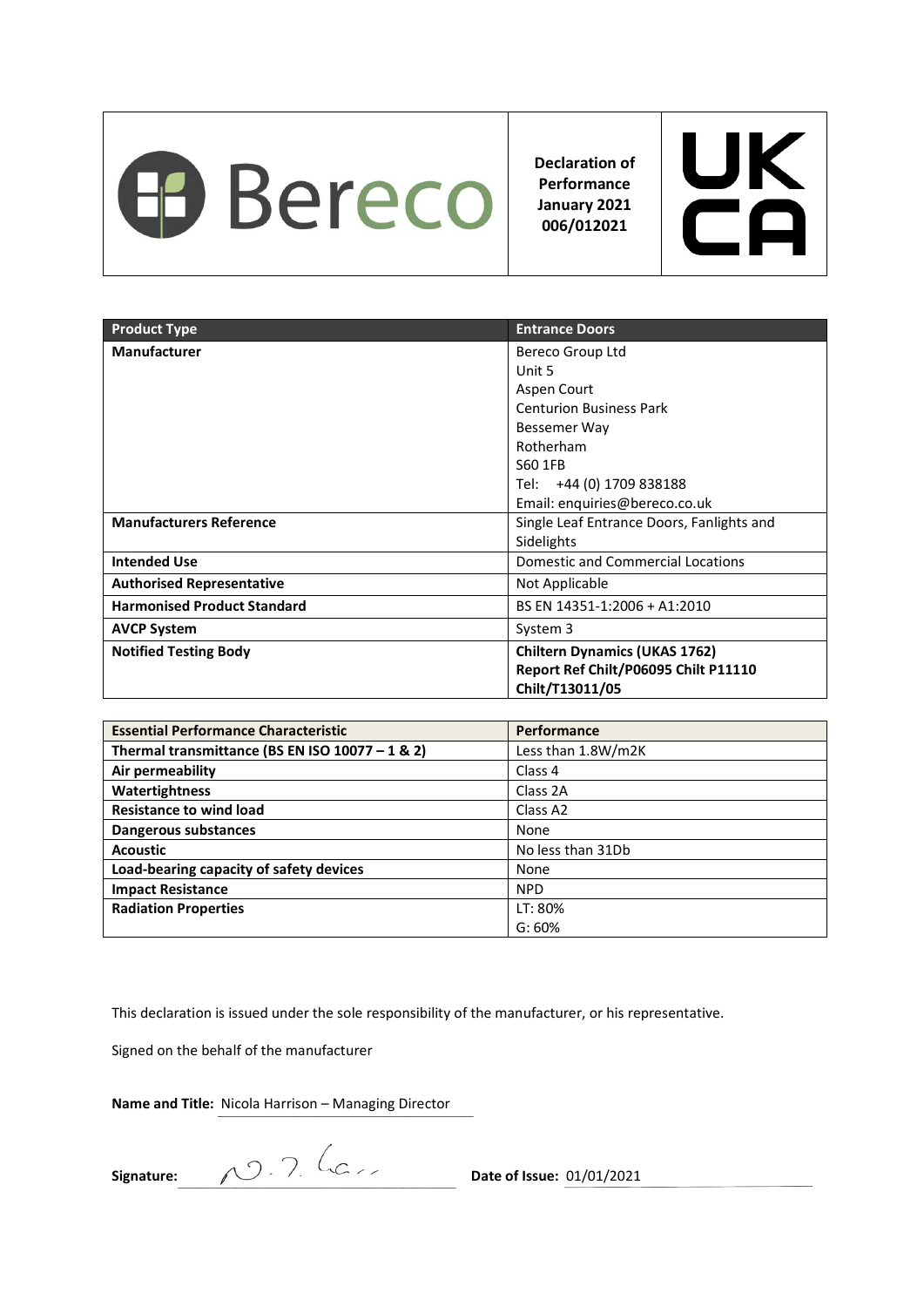| Bereco | Declaration of Performance January 2021 006/012021 | UK CA |
|---|---|---|

| Product Type | Entrance Doors |
|---|---|
| **Manufacturer** | Bereco Group Ltd<br>Unit 5<br>Aspen Court<br>Centurion Business Park<br>Bessemer Way<br>Rotherham<br>S60 1FB<br>Tel: +44 (0) 1709 838188<br>Email: enquiries@bereco.co.uk |
| **Manufacturers Reference** | Single Leaf Entrance Doors, Fanlights and Sidelights |
| **Intended Use** | Domestic and Commercial Locations |
| **Authorised Representative** | Not Applicable |
| **Harmonised Product Standard** | BS EN 14351-1:2006 + A1:2010 |
| **AVCP System** | System 3 |
| **Notified Testing Body** | **Chiltern Dynamics (UKAS 1762)**<br>**Report Ref Chilt/P06095 Chilt P11110 Chilt/T13011/05** |

| Essential Performance Characteristic | Performance |
|---|---|
| **Thermal transmittance (BS EN ISO 10077 – 1 & 2)** | Less than 1.8W/m2K |
| **Air permeability** | Class 4 |
| **Watertightness** | Class 2A |
| **Resistance to wind load** | Class A2 |
| **Dangerous substances** | None |
| **Acoustic** | No less than 31Db |
| **Load-bearing capacity of safety devices** | None |
| **Impact Resistance** | NPD |
| **Radiation Properties** | LT: 80%<br>G: 60% |

This declaration is issued under the sole responsibility of the manufacturer, or his representative.

Signed on the behalf of the manufacturer

**Name and Title:** Nicola Harrison – Managing Director

**Signature:** N.J. Ha...

**Date of Issue:** 01/01/2021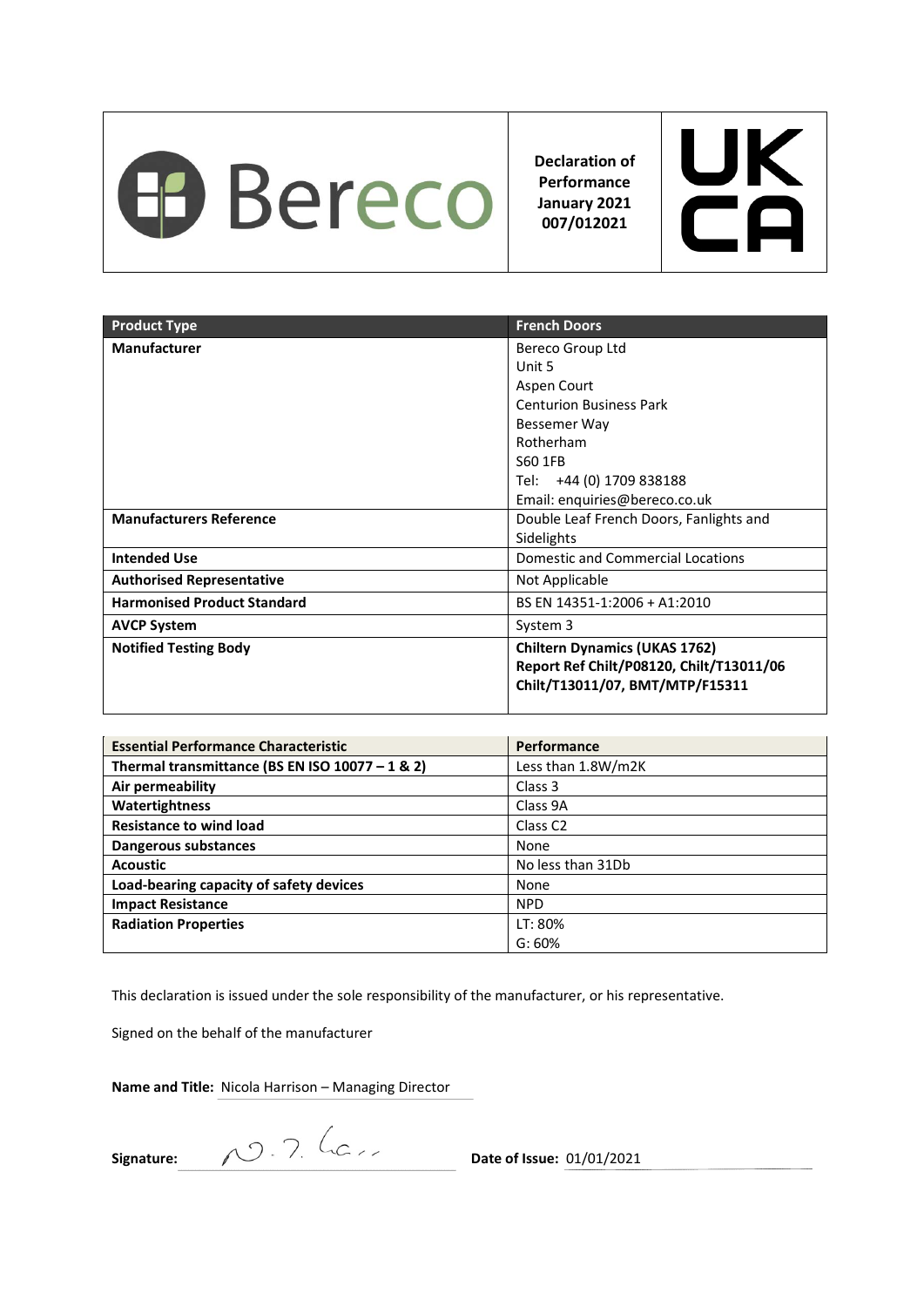| Bereco | Declaration of Performance January 2021 007/012021 | UK CA |
| --- | --- | --- |

| Product Type | French Doors |
| --- | --- |
| **Manufacturer** | Bereco Group Ltd<br>Unit 5<br>Aspen Court<br>Centurion Business Park<br>Bessemer Way<br>Rotherham<br>S60 1FB<br>Tel: +44 (0) 1709 838188<br>Email: enquiries@bereco.co.uk |
| **Manufacturers Reference** | Double Leaf French Doors, Fanlights and Sidelights |
| **Intended Use** | Domestic and Commercial Locations |
| **Authorised Representative** | Not Applicable |
| **Harmonised Product Standard** | BS EN 14351-1:2006 + A1:2010 |
| **AVCP System** | System 3 |
| **Notified Testing Body** | **Chiltern Dynamics (UKAS 1762)**<br>**Report Ref Chilt/P08120, Chilt/T13011/06 Chilt/T13011/07, BMT/MTP/F15311** |

| Essential Performance Characteristic | Performance |
| --- | --- |
| **Thermal transmittance (BS EN ISO 10077 – 1 & 2)** | Less than 1.8W/m2K |
| **Air permeability** | Class 3 |
| **Watertightness** | Class 9A |
| **Resistance to wind load** | Class C2 |
| **Dangerous substances** | None |
| **Acoustic** | No less than 31Db |
| **Load-bearing capacity of safety devices** | None |
| **Impact Resistance** | NPD |
| **Radiation Properties** | LT: 80%<br>G: 60% |

This declaration is issued under the sole responsibility of the manufacturer, or his representative.

Signed on the behalf of the manufacturer

**Name and Title:** Nicola Harrison – Managing Director

**Signature:** N.J. Ha..

**Date of Issue:** 01/01/2021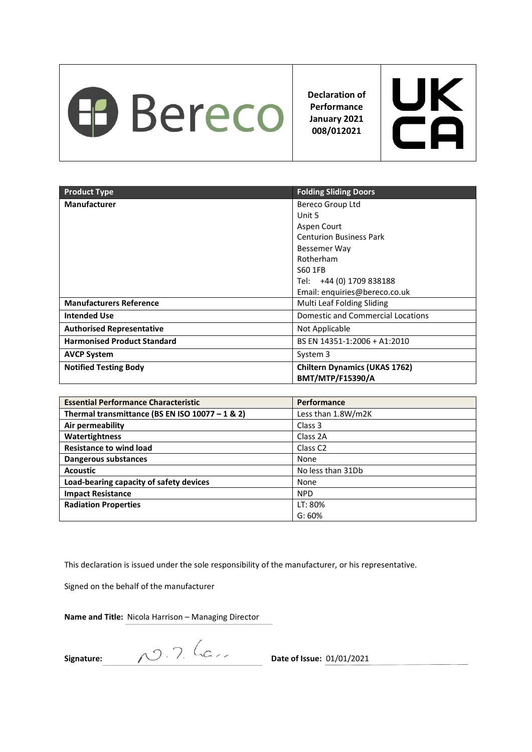| Bereco | Declaration of Performance January 2021 008/012021 | UK CA |
|---|---|---|

| Product Type | Folding Sliding Doors |
|---|---|
| **Manufacturer** | Bereco Group Ltd<br>Unit 5<br>Aspen Court<br>Centurion Business Park<br>Bessemer Way<br>Rotherham<br>S60 1FB<br>Tel: +44 (0) 1709 838188<br>Email: enquiries@bereco.co.uk |
| **Manufacturers Reference** | Multi Leaf Folding Sliding |
| **Intended Use** | Domestic and Commercial Locations |
| **Authorised Representative** | Not Applicable |
| **Harmonised Product Standard** | BS EN 14351-1:2006 + A1:2010 |
| **AVCP System** | System 3 |
| **Notified Testing Body** | **Chiltern Dynamics (UKAS 1762)**<br>**BMT/MTP/F15390/A** |

| Essential Performance Characteristic | Performance |
|---|---|
| **Thermal transmittance (BS EN ISO 10077 – 1 & 2)** | Less than 1.8W/m2K |
| **Air permeability** | Class 3 |
| **Watertightness** | Class 2A |
| **Resistance to wind load** | Class C2 |
| **Dangerous substances** | None |
| **Acoustic** | No less than 31Db |
| **Load-bearing capacity of safety devices** | None |
| **Impact Resistance** | NPD |
| **Radiation Properties** | LT: 80%<br>G: 60% |

This declaration is issued under the sole responsibility of the manufacturer, or his representative.

Signed on the behalf of the manufacturer

**Name and Title:** Nicola Harrison – Managing Director

**Signature:** N.J. Harr **Date of Issue:** 01/01/2021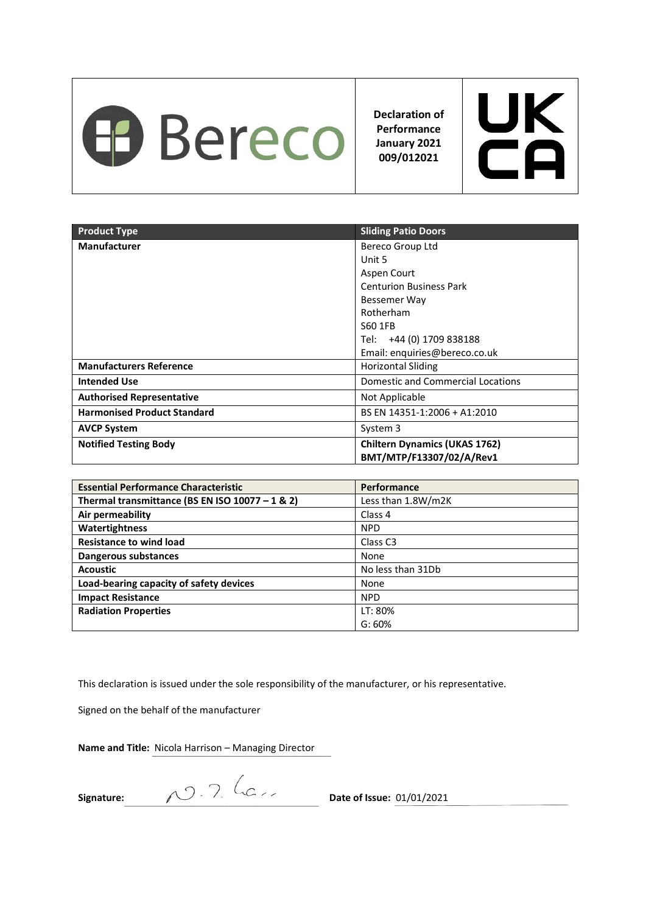Bereco

**Declaration of Performance**
**January 2021**
**009/012021**

UK CA

| **Product Type** | **Sliding Patio Doors** |
|---|---|
| **Manufacturer** | Bereco Group Ltd<br>Unit 5<br>Aspen Court<br>Centurion Business Park<br>Bessemer Way<br>Rotherham<br>S60 1FB<br>Tel: +44 (0) 1709 838188<br>Email: enquiries@bereco.co.uk |
| **Manufacturers Reference** | Horizontal Sliding |
| **Intended Use** | Domestic and Commercial Locations |
| **Authorised Representative** | Not Applicable |
| **Harmonised Product Standard** | BS EN 14351-1:2006 + A1:2010 |
| **AVCP System** | System 3 |
| **Notified Testing Body** | **Chiltern Dynamics (UKAS 1762)**<br>**BMT/MTP/F13307/02/A/Rev1** |

| **Essential Performance Characteristic** | **Performance** |
|---|---|
| **Thermal transmittance (BS EN ISO 10077 – 1 & 2)** | Less than 1.8W/m2K |
| **Air permeability** | Class 4 |
| **Watertightness** | NPD |
| **Resistance to wind load** | Class C3 |
| **Dangerous substances** | None |
| **Acoustic** | No less than 31Db |
| **Load-bearing capacity of safety devices** | None |
| **Impact Resistance** | NPD |
| **Radiation Properties** | LT: 80%<br>G: 60% |

This declaration is issued under the sole responsibility of the manufacturer, or his representative.

Signed on the behalf of the manufacturer

**Name and Title:** Nicola Harrison – Managing Director

**Signature:** N.J. Har

**Date of Issue:** 01/01/2021